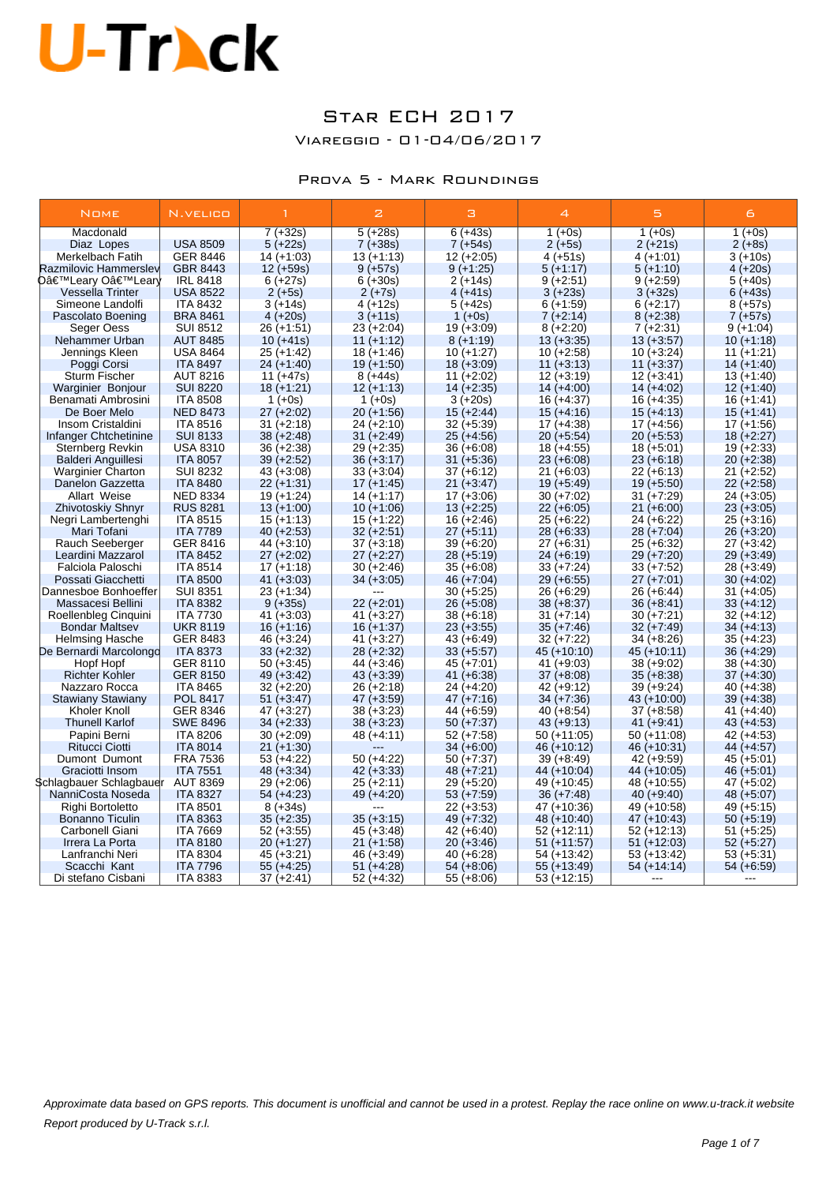# U-Track

## Star ECH 2017

### Viareggio - 01-04/06/2017

### Prova 5 - Mark Roundings

| Nome | N.velico | 1 | 2 | 3 | 4 | 5 | 6 |
|---|---|---|---|---|---|---|---|
| Macdonald Diaz Lopes | USA 8509 | 7 (+32s) | 5 (+28s) | 6 (+43s) | 1 (+0s) | 1 (+0s) | 1 (+0s) |
| Merkelbach Fatih | GER 8446 | 5 (+22s) | 7 (+38s) | 7 (+54s) | 2 (+5s) | 2 (+21s) | 2 (+8s) |
| Razmilovic Hammersley | GBR 8443 | 14 (+1:03) | 13 (+1:13) | 12 (+2:05) | 4 (+51s) | 4 (+1:01) | 3 (+10s) |
| Oâ€™Leary Oâ€™Leary | IRL 8418 | 12 (+59s) | 9 (+57s) | 9 (+1:25) | 5 (+1:17) | 5 (+1:10) | 4 (+20s) |
| Vessella Trinter | USA 8522 | 6 (+27s) | 6 (+30s) | 2 (+14s) | 9 (+2:51) | 9 (+2:59) | 5 (+40s) |
| Simeone Landolfi | ITA 8432 | 2 (+5s) | 2 (+7s) | 4 (+41s) | 3 (+23s) | 3 (+32s) | 6 (+43s) |
| Pascolato Boening | BRA 8461 | 3 (+14s) | 4 (+12s) | 5 (+42s) | 6 (+1:59) | 6 (+2:17) | 8 (+57s) |
| Seger Oess | SUI 8512 | 4 (+20s) | 3 (+11s) | 1 (+0s) | 7 (+2:14) | 8 (+2:38) | 7 (+57s) |
| Nehammer Urban | AUT 8485 | 26 (+1:51) | 23 (+2:04) | 19 (+3:09) | 8 (+2:20) | 7 (+2:31) | 9 (+1:04) |
| Jennings Kleen | USA 8464 | 10 (+41s) | 11 (+1:12) | 8 (+1:19) | 13 (+3:35) | 13 (+3:57) | 10 (+1:18) |
| Poggi Corsi | ITA 8497 | 25 (+1:42) | 18 (+1:46) | 10 (+1:27) | 10 (+2:58) | 10 (+3:24) | 11 (+1:21) |
| Sturm Fischer | AUT 8216 | 24 (+1:40) | 19 (+1:50) | 18 (+3:09) | 11 (+3:13) | 11 (+3:37) | 14 (+1:40) |
| Warginier Bonjour | SUI 8220 | 11 (+47s) | 8 (+44s) | 11 (+2:02) | 12 (+3:19) | 12 (+3:41) | 13 (+1:40) |
| Benamati Ambrosini | ITA 8508 | 18 (+1:21) | 12 (+1:13) | 14 (+2:35) | 14 (+4:00) | 14 (+4:02) | 12 (+1:40) |
| De Boer Melo | NED 8473 | 1 (+0s) | 1 (+0s) | 3 (+20s) | 16 (+4:37) | 16 (+4:35) | 16 (+1:41) |
| Insom Cristaldini | ITA 8516 | 27 (+2:02) | 20 (+1:56) | 15 (+2:44) | 15 (+4:16) | 15 (+4:13) | 15 (+1:41) |
| Infanger Chtchetinine | SUI 8133 | 31 (+2:18) | 24 (+2:10) | 32 (+5:39) | 17 (+4:38) | 17 (+4:56) | 17 (+1:56) |
| Sternberg Revkin | USA 8310 | 38 (+2:48) | 31 (+2:49) | 25 (+4:56) | 20 (+5:54) | 20 (+5:53) | 18 (+2:27) |
| Balderi Anguillesi | ITA 8057 | 36 (+2:38) | 29 (+2:35) | 36 (+6:08) | 18 (+4:55) | 18 (+5:01) | 19 (+2:33) |
| Warginier Charton | SUI 8232 | 39 (+2:52) | 36 (+3:17) | 31 (+5:36) | 23 (+6:08) | 23 (+6:18) | 20 (+2:38) |
| Danelon Gazzetta | ITA 8480 | 43 (+3:08) | 33 (+3:04) | 37 (+6:12) | 21 (+6:03) | 22 (+6:13) | 21 (+2:52) |
| Allart Weise | NED 8334 | 22 (+1:31) | 17 (+1:45) | 21 (+3:47) | 19 (+5:49) | 19 (+5:50) | 22 (+2:58) |
| Zhivotoskiy Shnyr | RUS 8281 | 19 (+1:24) | 14 (+1:17) | 17 (+3:06) | 30 (+7:02) | 31 (+7:29) | 24 (+3:05) |
| Negri Lambertenghi | ITA 8515 | 13 (+1:00) | 10 (+1:06) | 13 (+2:25) | 22 (+6:05) | 21 (+6:00) | 23 (+3:05) |
| Mari Tofani | ITA 7789 | 15 (+1:13) | 15 (+1:22) | 16 (+2:46) | 25 (+6:22) | 24 (+6:22) | 25 (+3:16) |
| Rauch Seeberger | GER 8416 | 40 (+2:53) | 32 (+2:51) | 27 (+5:11) | 28 (+6:33) | 28 (+7:04) | 26 (+3:20) |
| Leardini Mazzarol | ITA 8452 | 44 (+3:10) | 37 (+3:18) | 39 (+6:20) | 27 (+6:31) | 25 (+6:32) | 27 (+3:42) |
| Falciola Paloschi | ITA 8514 | 27 (+2:02) | 27 (+2:27) | 28 (+5:19) | 24 (+6:19) | 29 (+7:20) | 29 (+3:49) |
| Possati Giacchetti | ITA 8500 | 17 (+1:18) | 30 (+2:46) | 35 (+6:08) | 33 (+7:24) | 33 (+7:52) | 28 (+3:49) |
| Dannesboe Bonhoeffer | SUI 8351 | 41 (+3:03) | 34 (+3:05) | 46 (+7:04) | 29 (+6:55) | 27 (+7:01) | 30 (+4:02) |
| Massacesi Bellini | ITA 8382 | 23 (+1:34) | --- | 30 (+5:25) | 26 (+6:29) | 26 (+6:44) | 31 (+4:05) |
| Roellenbleg Cinquini | ITA 7730 | 9 (+35s) | 22 (+2:01) | 26 (+5:08) | 38 (+8:37) | 36 (+8:41) | 33 (+4:12) |
| Bondar Maltsev | UKR 8119 | 41 (+3:03) | 41 (+3:27) | 38 (+6:18) | 31 (+7:14) | 30 (+7:21) | 32 (+4:12) |
| Helmsing Hasche | GER 8483 | 16 (+1:16) | 16 (+1:37) | 23 (+3:55) | 35 (+7:46) | 32 (+7:49) | 34 (+4:13) |
| De Bernardi Marcolongo | ITA 8373 | 46 (+3:24) | 41 (+3:27) | 43 (+6:49) | 32 (+7:22) | 34 (+8:26) | 35 (+4:23) |
| Hopf Hopf | GER 8110 | 33 (+2:32) | 28 (+2:32) | 33 (+5:57) | 45 (+10:10) | 45 (+10:11) | 36 (+4:29) |
| Richter Kohler | GER 8150 | 50 (+3:45) | 44 (+3:46) | 45 (+7:01) | 41 (+9:03) | 38 (+9:02) | 38 (+4:30) |
| Nazzaro Rocca | ITA 8465 | 49 (+3:42) | 43 (+3:39) | 41 (+6:38) | 37 (+8:08) | 35 (+8:38) | 37 (+4:30) |
| Stawiany Stawiany | POL 8417 | 32 (+2:20) | 26 (+2:18) | 24 (+4:20) | 42 (+9:12) | 39 (+9:24) | 40 (+4:38) |
| Kholer Knoll | GER 8346 | 51 (+3:47) | 47 (+3:59) | 47 (+7:16) | 34 (+7:36) | 43 (+10:00) | 39 (+4:38) |
| Thunell Karlof | SWE 8496 | 47 (+3:27) | 38 (+3:23) | 44 (+6:59) | 40 (+8:54) | 37 (+8:58) | 41 (+4:40) |
| Papini Berni | ITA 8206 | 34 (+2:33) | 38 (+3:23) | 50 (+7:37) | 43 (+9:13) | 41 (+9:41) | 43 (+4:53) |
| Ritucci Ciotti | ITA 8014 | 30 (+2:09) | 48 (+4:11) | 52 (+7:58) | 50 (+11:05) | 50 (+11:08) | 42 (+4:53) |
| Dumont Dumont | FRA 7536 | 21 (+1:30) | --- | 34 (+6:00) | 46 (+10:12) | 46 (+10:31) | 44 (+4:57) |
| Graciotti Insom | ITA 7551 | 53 (+4:22) | 50 (+4:22) | 50 (+7:37) | 39 (+8:49) | 42 (+9:59) | 45 (+5:01) |
| Schlagbauer Schlagbauer | AUT 8369 | 48 (+3:34) | 42 (+3:33) | 48 (+7:21) | 44 (+10:04) | 44 (+10:05) | 46 (+5:01) |
| NanniCosta Noseda | ITA 8327 | 29 (+2:06) | 25 (+2:11) | 29 (+5:20) | 49 (+10:45) | 48 (+10:55) | 47 (+5:02) |
| Righi Bortoletto | ITA 8501 | 54 (+4:23) | 49 (+4:20) | 53 (+7:59) | 36 (+7:48) | 40 (+9:40) | 48 (+5:07) |
| Bonanno Ticulin | ITA 8363 | 8 (+34s) | --- | 22 (+3:53) | 47 (+10:36) | 49 (+10:58) | 49 (+5:15) |
| Carbonell Giani | ITA 7669 | 35 (+2:35) | 35 (+3:15) | 49 (+7:32) | 48 (+10:40) | 47 (+10:43) | 50 (+5:19) |
| Irrera La Porta | ITA 8180 | 52 (+3:55) | 45 (+3:48) | 42 (+6:40) | 52 (+12:11) | 52 (+12:13) | 51 (+5:25) |
| Lanfranchi Neri | ITA 8304 | 20 (+1:27) | 21 (+1:58) | 20 (+3:46) | 51 (+11:57) | 51 (+12:03) | 52 (+5:27) |
| Scacchi Kant | ITA 7796 | 45 (+3:21) | 46 (+3:49) | 40 (+6:28) | 54 (+13:42) | 53 (+13:42) | 53 (+5:31) |
| Di stefano Cisbani | ITA 8383 | 55 (+4:25) | 51 (+4:28) | 54 (+8:06) | 55 (+13:49) | 54 (+14:14) | 54 (+6:59) |
| | | 37 (+2:41) | 52 (+4:32) | 55 (+8:06) | 53 (+12:15) | --- | --- |

*Approximate data based on GPS reports. This document is unofficial and cannot be used in a protest. Replay the race online on www.u-track.it website*

*Report produced by U-Track s.r.l.*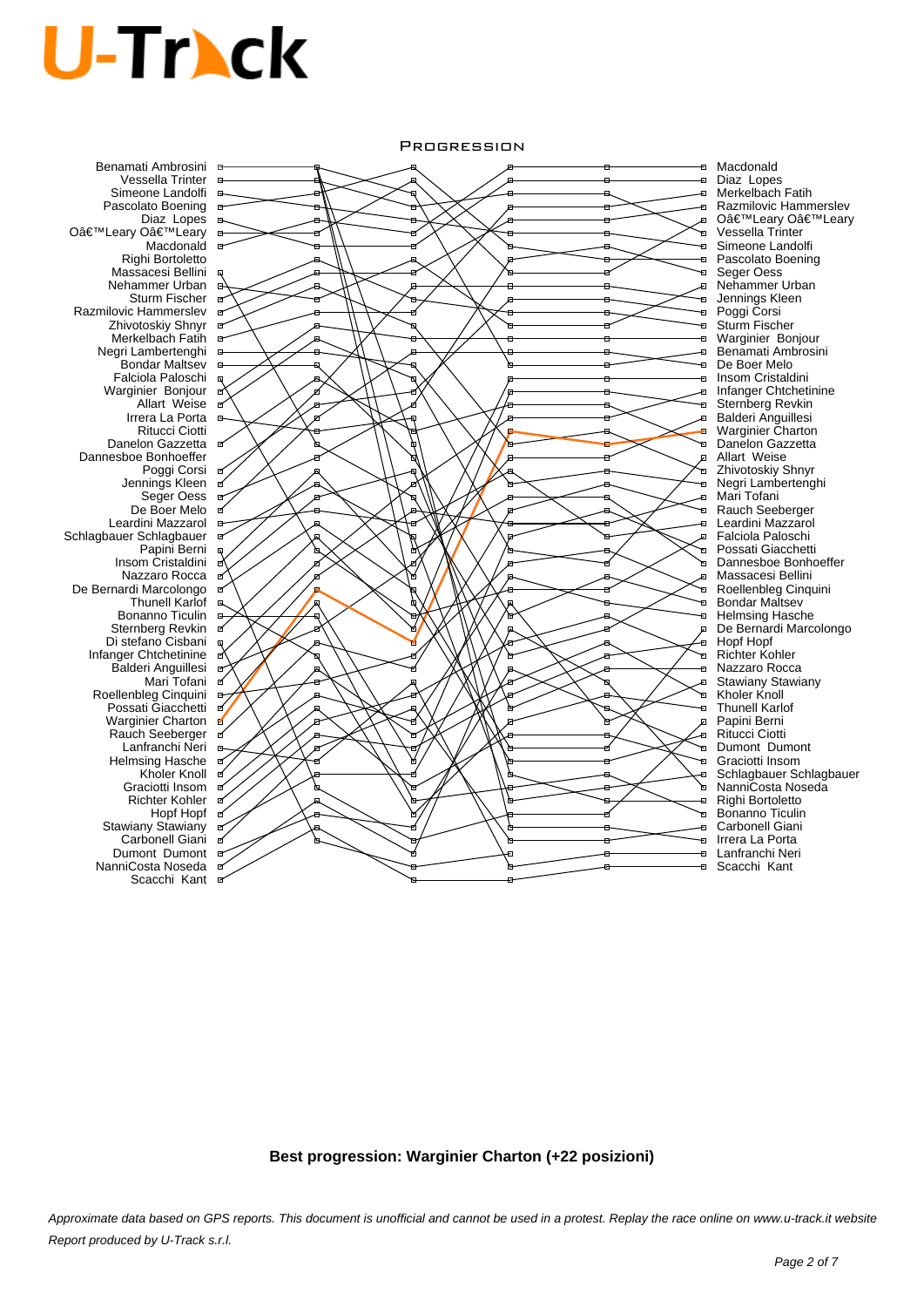# PROGRESSION

| Start | Finish |
| --- | --- |
| Benamati Ambrosini | Macdonald |
| Vessella Trinter | Diaz Lopes |
| Simeone Landolfi | Merkelbach Fatih |
| Pascolato Boening | Razmilovic Hammerslev |
| Diaz Lopes | O’Leary O’Leary |
| O’Leary O’Leary | Vessella Trinter |
| Macdonald | Simeone Landolfi |
| Righi Bortoletto | Pascolato Boening |
| Massacesi Bellini | Seger Oess |
| Nehammer Urban | Nehammer Urban |
| Sturm Fischer | Jennings Kleen |
| Razmilovic Hammerslev | Poggi Corsi |
| Zhivotoskiy Shnyr | Sturm Fischer |
| Merkelbach Fatih | Warginier Bonjour |
| Negri Lambertenghi | Benamati Ambrosini |
| Bondar Maltsev | De Boer Melo |
| Falciola Paloschi | Insom Cristaldini |
| Warginier Bonjour | Infanger Chtchetinine |
| Allart Weise | Sternberg Revkin |
| Irrera La Porta | Balderi Anguillesi |
| Ritucci Ciotti | Warginier Charton |
| Danelon Gazzetta | Danelon Gazzetta |
| Dannesboe Bonhoeffer | Allart Weise |
| Poggi Corsi | Zhivotoskiy Shnyr |
| Jennings Kleen | Negri Lambertenghi |
| Seger Oess | Mari Tofani |
| De Boer Melo | Rauch Seeberger |
| Leardini Mazzarol | Leardini Mazzarol |
| Schlagbauer Schlagbauer | Falciola Paloschi |
| Papini Berni | Possati Giacchetti |
| Insom Cristaldini | Dannesboe Bonhoeffer |
| Nazzaro Rocca | Massacesi Bellini |
| De Bernardi Marcolongo | Roellenbleg Cinquini |
| Thunell Karlof | Bondar Maltsev |
| Bonanno Ticulin | Helmsing Hasche |
| Sternberg Revkin | De Bernardi Marcolongo |
| Di stefano Cisbani | Hopf Hopf |
| Infanger Chtchetinine | Richter Kohler |
| Balderi Anguillesi | Nazzaro Rocca |
| Mari Tofani | Stawiany Stawiany |
| Roellenbleg Cinquini | Kholer Knoll |
| Possati Giacchetti | Thunell Karlof |
| Warginier Charton | Papini Berni |
| Rauch Seeberger | Ritucci Ciotti |
| Lanfranchi Neri | Dumont Dumont |
| Helmsing Hasche | Graciotti Insom |
| Kholer Knoll | Schlagbauer Schlagbauer |
| Graciotti Insom | NanniCosta Noseda |
| Richter Kohler | Righi Bortoletto |
| Hopf Hopf | Bonanno Ticulin |
| Stawiany Stawiany | Carbonell Giani |
| Carbonell Giani | Irrera La Porta |
| Dumont Dumont | Lanfranchi Neri |
| NanniCosta Noseda | Scacchi Kant |
| Scacchi Kant | |

**Best progression: Warginier Charton (+22 posizioni)**

*Approximate data based on GPS reports. This document is unofficial and cannot be used in a protest. Replay the race online on www.u-track.it website*

*Report produced by U-Track s.r.l.*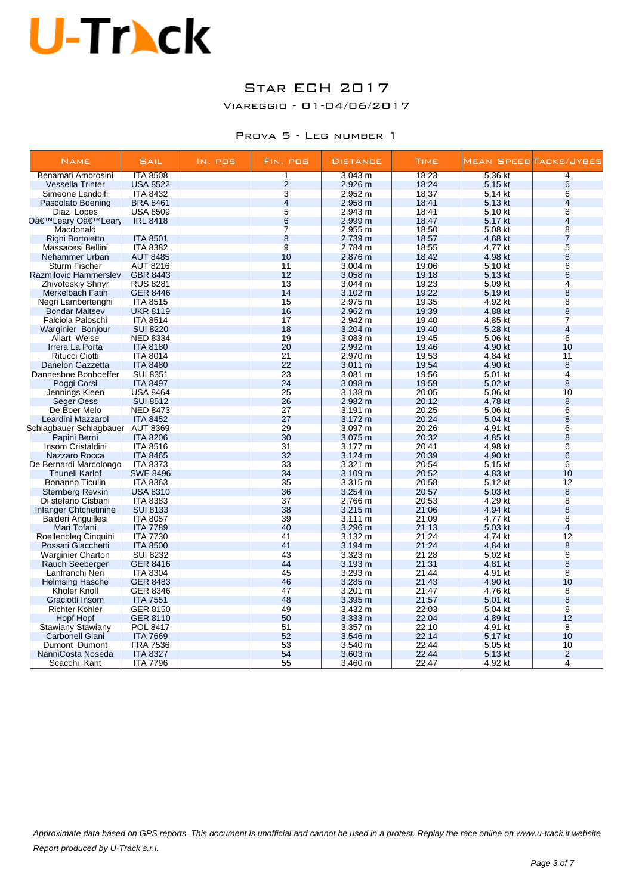# U-Track

## Star ECH 2017

### Viareggio - 01-04/06/2017

### Prova 5 - Leg number 1

| Name | Sail | In. pos | Fin. pos | Distance | Time | Mean Speed | Tacks/Jybes |
|---|---|---|---|---|---|---|---|
| Benamati Ambrosini | ITA 8508 | | 1 | 3.043 m | 18:23 | 5,36 kt | 4 |
| Vessella Trinter | USA 8522 | | 2 | 2.926 m | 18:24 | 5,15 kt | 6 |
| Simeone Landolfi | ITA 8432 | | 3 | 2.952 m | 18:37 | 5,14 kt | 6 |
| Pascolato Boening | BRA 8461 | | 4 | 2.958 m | 18:41 | 5,13 kt | 4 |
| Diaz Lopes | USA 8509 | | 5 | 2.943 m | 18:41 | 5,10 kt | 6 |
| Oâ€™Leary Oâ€™Leary | IRL 8418 | | 6 | 2.999 m | 18:47 | 5,17 kt | 4 |
| Macdonald | | | 7 | 2.955 m | 18:50 | 5,08 kt | 8 |
| Righi Bortoletto | ITA 8501 | | 8 | 2.739 m | 18:57 | 4,68 kt | 7 |
| Massacesi Bellini | ITA 8382 | | 9 | 2.784 m | 18:55 | 4,77 kt | 5 |
| Nehammer Urban | AUT 8485 | | 10 | 2.876 m | 18:42 | 4,98 kt | 8 |
| Sturm Fischer | AUT 8216 | | 11 | 3.004 m | 19:06 | 5,10 kt | 6 |
| Razmilovic Hammerslev | GBR 8443 | | 12 | 3.058 m | 19:18 | 5,13 kt | 6 |
| Zhivotoskiy Shnyr | RUS 8281 | | 13 | 3.044 m | 19:23 | 5,09 kt | 4 |
| Merkelbach Fatih | GER 8446 | | 14 | 3.102 m | 19:22 | 5,19 kt | 8 |
| Negri Lambertenghi | ITA 8515 | | 15 | 2.975 m | 19:35 | 4,92 kt | 8 |
| Bondar Maltsev | UKR 8119 | | 16 | 2.962 m | 19:39 | 4,88 kt | 8 |
| Falciola Paloschi | ITA 8514 | | 17 | 2.942 m | 19:40 | 4,85 kt | 7 |
| Warginier Bonjour | SUI 8220 | | 18 | 3.204 m | 19:40 | 5,28 kt | 4 |
| Allart Weise | NED 8334 | | 19 | 3.083 m | 19:45 | 5,06 kt | 6 |
| Irrera La Porta | ITA 8180 | | 20 | 2.992 m | 19:46 | 4,90 kt | 10 |
| Ritucci Ciotti | ITA 8014 | | 21 | 2.970 m | 19:53 | 4,84 kt | 11 |
| Danelon Gazzetta | ITA 8480 | | 22 | 3.011 m | 19:54 | 4,90 kt | 8 |
| Dannesboe Bonhoeffer | SUI 8351 | | 23 | 3.081 m | 19:56 | 5,01 kt | 4 |
| Poggi Corsi | ITA 8497 | | 24 | 3.098 m | 19:59 | 5,02 kt | 8 |
| Jennings Kleen | USA 8464 | | 25 | 3.138 m | 20:05 | 5,06 kt | 10 |
| Seger Oess | SUI 8512 | | 26 | 2.982 m | 20:12 | 4,78 kt | 8 |
| De Boer Melo | NED 8473 | | 27 | 3.191 m | 20:25 | 5,06 kt | 6 |
| Leardini Mazzarol | ITA 8452 | | 27 | 3.172 m | 20:24 | 5,04 kt | 8 |
| Schlagbauer Schlagbauer | AUT 8369 | | 29 | 3.097 m | 20:26 | 4,91 kt | 6 |
| Papini Berni | ITA 8206 | | 30 | 3.075 m | 20:32 | 4,85 kt | 8 |
| Insom Cristaldini | ITA 8516 | | 31 | 3.177 m | 20:41 | 4,98 kt | 6 |
| Nazzaro Rocca | ITA 8465 | | 32 | 3.124 m | 20:39 | 4,90 kt | 6 |
| De Bernardi Marcolongo | ITA 8373 | | 33 | 3.321 m | 20:54 | 5,15 kt | 6 |
| Thunell Karlof | SWE 8496 | | 34 | 3.109 m | 20:52 | 4,83 kt | 10 |
| Bonanno Ticulin | ITA 8363 | | 35 | 3.315 m | 20:58 | 5,12 kt | 12 |
| Sternberg Revkin | USA 8310 | | 36 | 3.254 m | 20:57 | 5,03 kt | 8 |
| Di stefano Cisbani | ITA 8383 | | 37 | 2.766 m | 20:53 | 4,29 kt | 8 |
| Infanger Chtchetinine | SUI 8133 | | 38 | 3.215 m | 21:06 | 4,94 kt | 8 |
| Balderi Anguillesi | ITA 8057 | | 39 | 3.111 m | 21:09 | 4,77 kt | 8 |
| Mari Tofani | ITA 7789 | | 40 | 3.296 m | 21:13 | 5,03 kt | 4 |
| Roellenbleg Cinquini | ITA 7730 | | 41 | 3.132 m | 21:24 | 4,74 kt | 12 |
| Possati Giacchetti | ITA 8500 | | 41 | 3.194 m | 21:24 | 4,84 kt | 8 |
| Warginier Charton | SUI 8232 | | 43 | 3.323 m | 21:28 | 5,02 kt | 6 |
| Rauch Seeberger | GER 8416 | | 44 | 3.193 m | 21:31 | 4,81 kt | 8 |
| Lanfranchi Neri | ITA 8304 | | 45 | 3.293 m | 21:44 | 4,91 kt | 8 |
| Helmsing Hasche | GER 8483 | | 46 | 3.285 m | 21:43 | 4,90 kt | 10 |
| Kholer Knoll | GER 8346 | | 47 | 3.201 m | 21:47 | 4,76 kt | 8 |
| Graciotti Insom | ITA 7551 | | 48 | 3.395 m | 21:57 | 5,01 kt | 8 |
| Richter Kohler | GER 8150 | | 49 | 3.432 m | 22:03 | 5,04 kt | 8 |
| Hopf Hopf | GER 8110 | | 50 | 3.333 m | 22:04 | 4,89 kt | 12 |
| Stawiany Stawiany | POL 8417 | | 51 | 3.357 m | 22:10 | 4,91 kt | 8 |
| Carbonell Giani | ITA 7669 | | 52 | 3.546 m | 22:14 | 5,17 kt | 10 |
| Dumont Dumont | FRA 7536 | | 53 | 3.540 m | 22:44 | 5,05 kt | 10 |
| NanniCosta Noseda | ITA 8327 | | 54 | 3.603 m | 22:44 | 5,13 kt | 2 |
| Scacchi Kant | ITA 7796 | | 55 | 3.460 m | 22:47 | 4,92 kt | 4 |

*Approximate data based on GPS reports. This document is unofficial and cannot be used in a protest. Replay the race online on www.u-track.it website*

*Report produced by U-Track s.r.l.*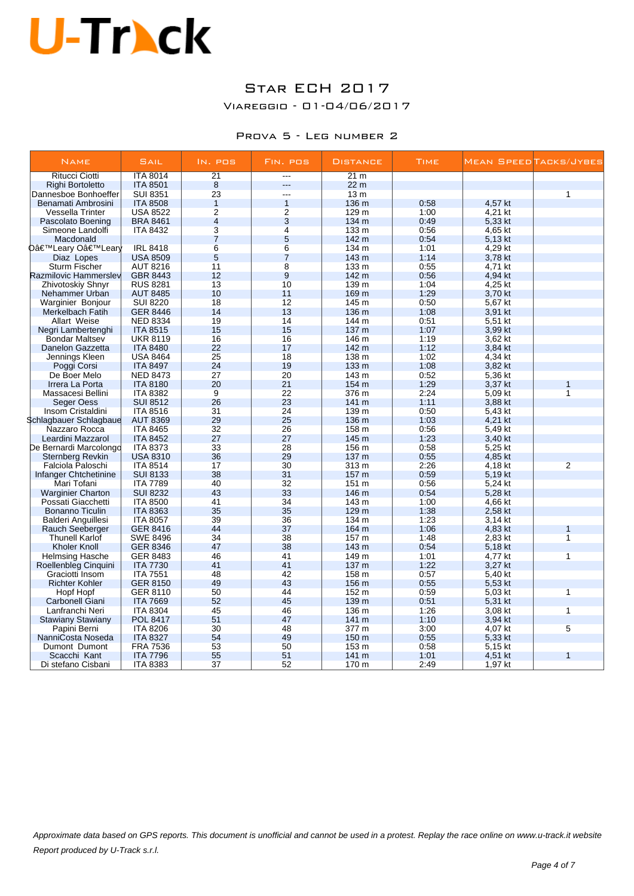# U-Track

## Star ECH 2017

### Viareggio - 01-04/06/2017

### Prova 5 - Leg number 2

| Name | Sail | In. pos | Fin. pos | Distance | Time | Mean Speed | Tacks/Jybes |
|---|---|---|---|---|---|---|---|
| Ritucci Ciotti | ITA 8014 | 21 | --- | 21 m | | | |
| Righi Bortoletto | ITA 8501 | 8 | --- | 22 m | | | |
| Dannesboe Bonhoeffer | SUI 8351 | 23 | --- | 13 m | | | 1 |
| Benamati Ambrosini | ITA 8508 | 1 | 1 | 136 m | 0:58 | 4,57 kt | |
| Vessella Trinter | USA 8522 | 2 | 2 | 129 m | 1:00 | 4,21 kt | |
| Pascolato Boening | BRA 8461 | 4 | 3 | 134 m | 0:49 | 5,33 kt | |
| Simeone Landolfi | ITA 8432 | 3 | 4 | 133 m | 0:56 | 4,65 kt | |
| Macdonald | | 7 | 5 | 142 m | 0:54 | 5,13 kt | |
| Oâ€™Leary Oâ€™Leary | IRL 8418 | 6 | 6 | 134 m | 1:01 | 4,29 kt | |
| Diaz Lopes | USA 8509 | 5 | 7 | 143 m | 1:14 | 3,78 kt | |
| Sturm Fischer | AUT 8216 | 11 | 8 | 133 m | 0:55 | 4,71 kt | |
| Razmilovic Hammerslev | GBR 8443 | 12 | 9 | 142 m | 0:56 | 4,94 kt | |
| Zhivotoskiy Shnyr | RUS 8281 | 13 | 10 | 139 m | 1:04 | 4,25 kt | |
| Nehammer Urban | AUT 8485 | 10 | 11 | 169 m | 1:29 | 3,70 kt | |
| Warginier Bonjour | SUI 8220 | 18 | 12 | 145 m | 0:50 | 5,67 kt | |
| Merkelbach Fatih | GER 8446 | 14 | 13 | 136 m | 1:08 | 3,91 kt | |
| Allart Weise | NED 8334 | 19 | 14 | 144 m | 0:51 | 5,51 kt | |
| Negri Lambertenghi | ITA 8515 | 15 | 15 | 137 m | 1:07 | 3,99 kt | |
| Bondar Maltsev | UKR 8119 | 16 | 16 | 146 m | 1:19 | 3,62 kt | |
| Danelon Gazzetta | ITA 8480 | 22 | 17 | 142 m | 1:12 | 3,84 kt | |
| Jennings Kleen | USA 8464 | 25 | 18 | 138 m | 1:02 | 4,34 kt | |
| Poggi Corsi | ITA 8497 | 24 | 19 | 133 m | 1:08 | 3,82 kt | |
| De Boer Melo | NED 8473 | 27 | 20 | 143 m | 0:52 | 5,36 kt | |
| Irrera La Porta | ITA 8180 | 20 | 21 | 154 m | 1:29 | 3,37 kt | 1 |
| Massacesi Bellini | ITA 8382 | 9 | 22 | 376 m | 2:24 | 5,09 kt | 1 |
| Seger Oess | SUI 8512 | 26 | 23 | 141 m | 1:11 | 3,88 kt | |
| Insom Cristaldini | ITA 8516 | 31 | 24 | 139 m | 0:50 | 5,43 kt | |
| Schlagbauer Schlagbaue | AUT 8369 | 29 | 25 | 136 m | 1:03 | 4,21 kt | |
| Nazzaro Rocca | ITA 8465 | 32 | 26 | 158 m | 0:56 | 5,49 kt | |
| Leardini Mazzarol | ITA 8452 | 27 | 27 | 145 m | 1:23 | 3,40 kt | |
| De Bernardi Marcolongo | ITA 8373 | 33 | 28 | 156 m | 0:58 | 5,25 kt | |
| Sternberg Revkin | USA 8310 | 36 | 29 | 137 m | 0:55 | 4,85 kt | |
| Falciola Paloschi | ITA 8514 | 17 | 30 | 313 m | 2:26 | 4,18 kt | 2 |
| Infanger Chtchetinine | SUI 8133 | 38 | 31 | 157 m | 0:59 | 5,19 kt | |
| Mari Tofani | ITA 7789 | 40 | 32 | 151 m | 0:56 | 5,24 kt | |
| Warginier Charton | SUI 8232 | 43 | 33 | 146 m | 0:54 | 5,28 kt | |
| Possati Giacchetti | ITA 8500 | 41 | 34 | 143 m | 1:00 | 4,66 kt | |
| Bonanno Ticulin | ITA 8363 | 35 | 35 | 129 m | 1:38 | 2,58 kt | |
| Balderi Anguillesi | ITA 8057 | 39 | 36 | 134 m | 1:23 | 3,14 kt | |
| Rauch Seeberger | GER 8416 | 44 | 37 | 164 m | 1:06 | 4,83 kt | 1 |
| Thunell Karlof | SWE 8496 | 34 | 38 | 157 m | 1:48 | 2,83 kt | 1 |
| Kholer Knoll | GER 8346 | 47 | 38 | 143 m | 0:54 | 5,18 kt | |
| Helmsing Hasche | GER 8483 | 46 | 41 | 149 m | 1:01 | 4,77 kt | 1 |
| Roellenbleg Cinquini | ITA 7730 | 41 | 41 | 137 m | 1:22 | 3,27 kt | |
| Graciotti Insom | ITA 7551 | 48 | 42 | 158 m | 0:57 | 5,40 kt | |
| Richter Kohler | GER 8150 | 49 | 43 | 156 m | 0:55 | 5,53 kt | |
| Hopf Hopf | GER 8110 | 50 | 44 | 152 m | 0:59 | 5,03 kt | 1 |
| Carbonell Giani | ITA 7669 | 52 | 45 | 139 m | 0:51 | 5,31 kt | |
| Lanfranchi Neri | ITA 8304 | 45 | 46 | 136 m | 1:26 | 3,08 kt | 1 |
| Stawiany Stawiany | POL 8417 | 51 | 47 | 141 m | 1:10 | 3,94 kt | |
| Papini Berni | ITA 8206 | 30 | 48 | 377 m | 3:00 | 4,07 kt | 5 |
| NanniCosta Noseda | ITA 8327 | 54 | 49 | 150 m | 0:55 | 5,33 kt | |
| Dumont Dumont | FRA 7536 | 53 | 50 | 153 m | 0:58 | 5,15 kt | |
| Scacchi Kant | ITA 7796 | 55 | 51 | 141 m | 1:01 | 4,51 kt | 1 |
| Di stefano Cisbani | ITA 8383 | 37 | 52 | 170 m | 2:49 | 1,97 kt | |

*Approximate data based on GPS reports. This document is unofficial and cannot be used in a protest. Replay the race online on www.u-track.it website*

*Report produced by U-Track s.r.l.*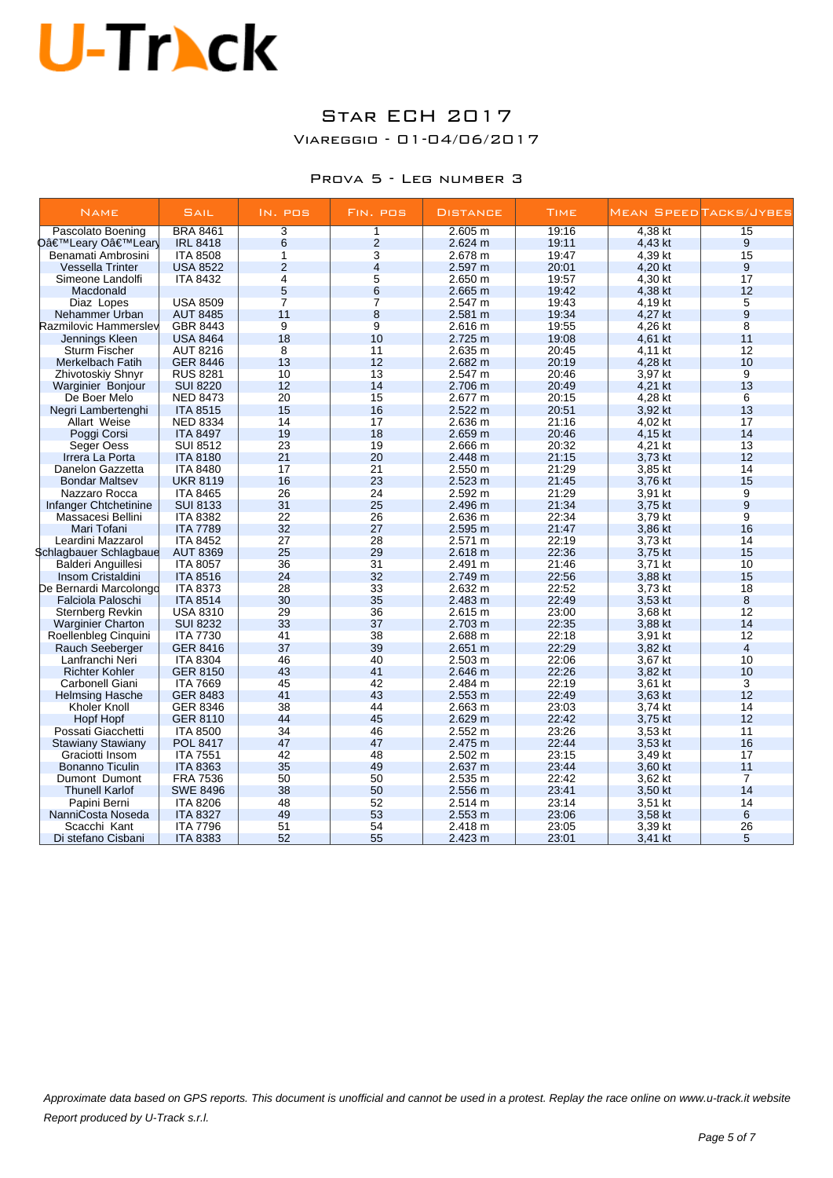# U-Track

## Star ECH 2017

### Viareggio - 01-04/06/2017

### Prova 5 - Leg number 3

| Name | Sail | In. pos | Fin. pos | Distance | Time | Mean Speed | Tacks/Jybes |
|---|---|---|---|---|---|---|---|
| Pascolato Boening | BRA 8461 | 3 | 1 | 2.605 m | 19:16 | 4,38 kt | 15 |
| Oâ€™Leary Oâ€™Leary | IRL 8418 | 6 | 2 | 2.624 m | 19:11 | 4,43 kt | 9 |
| Benamati Ambrosini | ITA 8508 | 1 | 3 | 2.678 m | 19:47 | 4,39 kt | 15 |
| Vessella Trinter | USA 8522 | 2 | 4 | 2.597 m | 20:01 | 4,20 kt | 9 |
| Simeone Landolfi | ITA 8432 | 4 | 5 | 2.650 m | 19:57 | 4,30 kt | 17 |
| Macdonald | | 5 | 6 | 2.665 m | 19:42 | 4,38 kt | 12 |
| Diaz Lopes | USA 8509 | 7 | 7 | 2.547 m | 19:43 | 4,19 kt | 5 |
| Nehammer Urban | AUT 8485 | 11 | 8 | 2.581 m | 19:34 | 4,27 kt | 9 |
| Razmilovic Hammerslev | GBR 8443 | 9 | 9 | 2.616 m | 19:55 | 4,26 kt | 8 |
| Jennings Kleen | USA 8464 | 18 | 10 | 2.725 m | 19:08 | 4,61 kt | 11 |
| Sturm Fischer | AUT 8216 | 8 | 11 | 2.635 m | 20:45 | 4,11 kt | 12 |
| Merkelbach Fatih | GER 8446 | 13 | 12 | 2.682 m | 20:19 | 4,28 kt | 10 |
| Zhivotoskiy Shnyr | RUS 8281 | 10 | 13 | 2.547 m | 20:46 | 3,97 kt | 9 |
| Warginier Bonjour | SUI 8220 | 12 | 14 | 2.706 m | 20:49 | 4,21 kt | 13 |
| De Boer Melo | NED 8473 | 20 | 15 | 2.677 m | 20:15 | 4,28 kt | 6 |
| Negri Lambertenghi | ITA 8515 | 15 | 16 | 2.522 m | 20:51 | 3,92 kt | 13 |
| Allart Weise | NED 8334 | 14 | 17 | 2.636 m | 21:16 | 4,02 kt | 17 |
| Poggi Corsi | ITA 8497 | 19 | 18 | 2.659 m | 20:46 | 4,15 kt | 14 |
| Seger Oess | SUI 8512 | 23 | 19 | 2.666 m | 20:32 | 4,21 kt | 13 |
| Irrera La Porta | ITA 8180 | 21 | 20 | 2.448 m | 21:15 | 3,73 kt | 12 |
| Danelon Gazzetta | ITA 8480 | 17 | 21 | 2.550 m | 21:29 | 3,85 kt | 14 |
| Bondar Maltsev | UKR 8119 | 16 | 23 | 2.523 m | 21:45 | 3,76 kt | 15 |
| Nazzaro Rocca | ITA 8465 | 26 | 24 | 2.592 m | 21:29 | 3,91 kt | 9 |
| Infanger Chtchetinine | SUI 8133 | 31 | 25 | 2.496 m | 21:34 | 3,75 kt | 9 |
| Massacesi Bellini | ITA 8382 | 22 | 26 | 2.636 m | 22:34 | 3,79 kt | 9 |
| Mari Tofani | ITA 7789 | 32 | 27 | 2.595 m | 21:47 | 3,86 kt | 16 |
| Leardini Mazzarol | ITA 8452 | 27 | 28 | 2.571 m | 22:19 | 3,73 kt | 14 |
| Schlagbauer Schlagbaue | AUT 8369 | 25 | 29 | 2.618 m | 22:36 | 3,75 kt | 15 |
| Balderi Anguillesi | ITA 8057 | 36 | 31 | 2.491 m | 21:46 | 3,71 kt | 10 |
| Insom Cristaldini | ITA 8516 | 24 | 32 | 2.749 m | 22:56 | 3,88 kt | 15 |
| De Bernardi Marcolongo | ITA 8373 | 28 | 33 | 2.632 m | 22:52 | 3,73 kt | 18 |
| Falciola Paloschi | ITA 8514 | 30 | 35 | 2.483 m | 22:49 | 3,53 kt | 8 |
| Sternberg Revkin | USA 8310 | 29 | 36 | 2.615 m | 23:00 | 3,68 kt | 12 |
| Warginier Charton | SUI 8232 | 33 | 37 | 2.703 m | 22:35 | 3,88 kt | 14 |
| Roellenbleg Cinquini | ITA 7730 | 41 | 38 | 2.688 m | 22:18 | 3,91 kt | 12 |
| Rauch Seeberger | GER 8416 | 37 | 39 | 2.651 m | 22:29 | 3,82 kt | 4 |
| Lanfranchi Neri | ITA 8304 | 46 | 40 | 2.503 m | 22:06 | 3,67 kt | 10 |
| Richter Kohler | GER 8150 | 43 | 41 | 2.646 m | 22:26 | 3,82 kt | 10 |
| Carbonell Giani | ITA 7669 | 45 | 42 | 2.484 m | 22:19 | 3,61 kt | 3 |
| Helmsing Hasche | GER 8483 | 41 | 43 | 2.553 m | 22:49 | 3,63 kt | 12 |
| Kholer Knoll | GER 8346 | 38 | 44 | 2.663 m | 23:03 | 3,74 kt | 14 |
| Hopf Hopf | GER 8110 | 44 | 45 | 2.629 m | 22:42 | 3,75 kt | 12 |
| Possati Giacchetti | ITA 8500 | 34 | 46 | 2.552 m | 23:26 | 3,53 kt | 11 |
| Stawiany Stawiany | POL 8417 | 47 | 47 | 2.475 m | 22:44 | 3,53 kt | 16 |
| Graciotti Insom | ITA 7551 | 42 | 48 | 2.502 m | 23:15 | 3,49 kt | 17 |
| Bonanno Ticulin | ITA 8363 | 35 | 49 | 2.637 m | 23:44 | 3,60 kt | 11 |
| Dumont Dumont | FRA 7536 | 50 | 50 | 2.535 m | 22:42 | 3,62 kt | 7 |
| Thunell Karlof | SWE 8496 | 38 | 50 | 2.556 m | 23:41 | 3,50 kt | 14 |
| Papini Berni | ITA 8206 | 48 | 52 | 2.514 m | 23:14 | 3,51 kt | 14 |
| NanniCosta Noseda | ITA 8327 | 49 | 53 | 2.553 m | 23:06 | 3,58 kt | 6 |
| Scacchi Kant | ITA 7796 | 51 | 54 | 2.418 m | 23:05 | 3,39 kt | 26 |
| Di stefano Cisbani | ITA 8383 | 52 | 55 | 2.423 m | 23:01 | 3,41 kt | 5 |

*Approximate data based on GPS reports. This document is unofficial and cannot be used in a protest. Replay the race online on www.u-track.it website*

*Report produced by U-Track s.r.l.*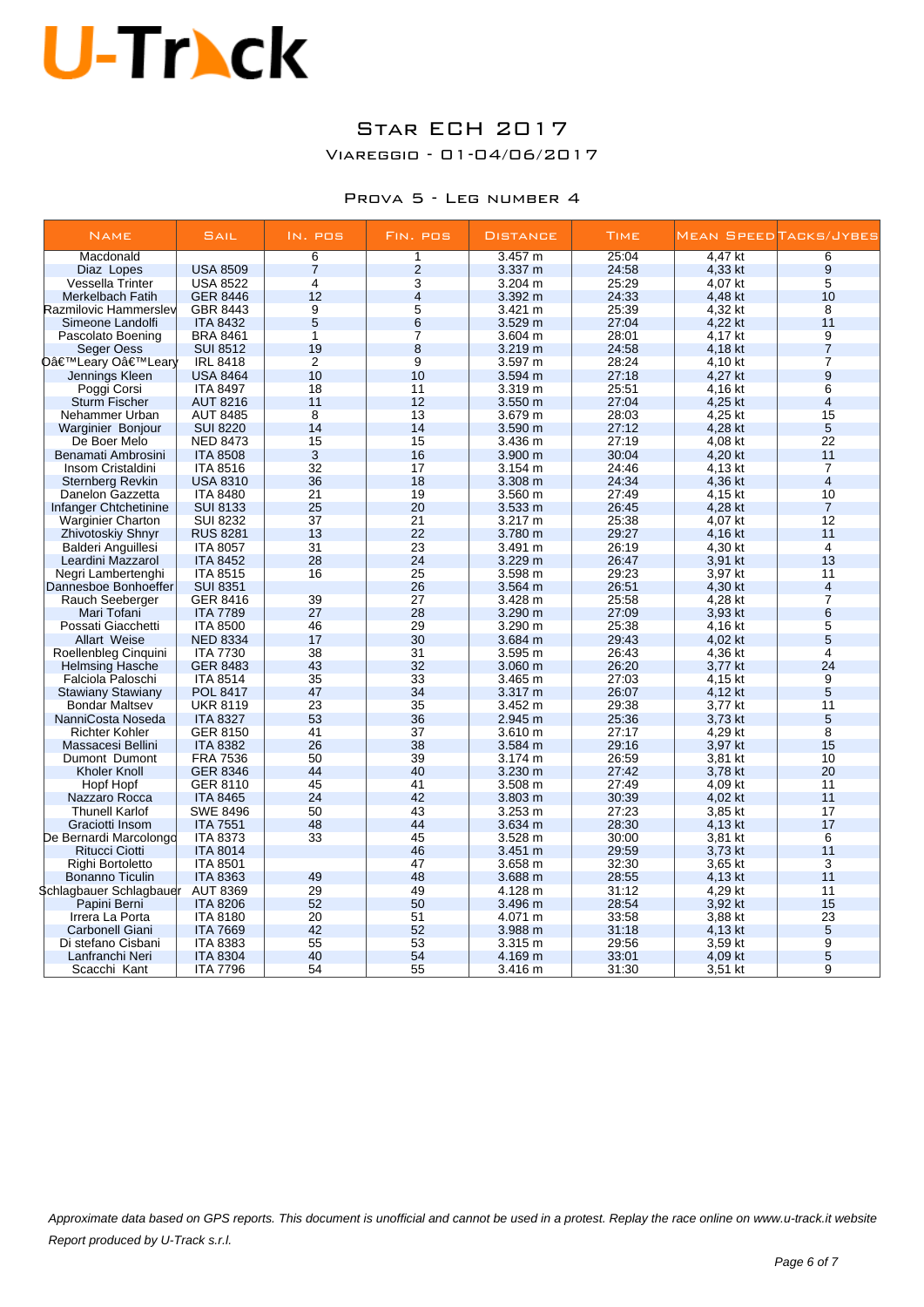U-Track

# Star ECH 2017

## Viareggio - 01-04/06/2017

### Prova 5 - Leg number 4

| Name | Sail | In. pos | Fin. pos | Distance | Time | Mean Speed | Tacks/Jybes |
|---|---|---|---|---|---|---|---|
| Macdonald | | 6 | 1 | 3.457 m | 25:04 | 4,47 kt | 6 |
| Diaz Lopes | USA 8509 | 7 | 2 | 3.337 m | 24:58 | 4,33 kt | 9 |
| Vessella Trinter | USA 8522 | 4 | 3 | 3.204 m | 25:29 | 4,07 kt | 5 |
| Merkelbach Fatih | GER 8446 | 12 | 4 | 3.392 m | 24:33 | 4,48 kt | 10 |
| Razmilovic Hammerslev | GBR 8443 | 9 | 5 | 3.421 m | 25:39 | 4,32 kt | 8 |
| Simeone Landolfi | ITA 8432 | 5 | 6 | 3.529 m | 27:04 | 4,22 kt | 11 |
| Pascolato Boening | BRA 8461 | 1 | 7 | 3.604 m | 28:01 | 4,17 kt | 9 |
| Seger Oess | SUI 8512 | 19 | 8 | 3.219 m | 24:58 | 4,18 kt | 7 |
| Oâ€™Leary Oâ€™Leary | IRL 8418 | 2 | 9 | 3.597 m | 28:24 | 4,10 kt | 7 |
| Jennings Kleen | USA 8464 | 10 | 10 | 3.594 m | 27:18 | 4,27 kt | 9 |
| Poggi Corsi | ITA 8497 | 18 | 11 | 3.319 m | 25:51 | 4,16 kt | 6 |
| Sturm Fischer | AUT 8216 | 11 | 12 | 3.550 m | 27:04 | 4,25 kt | 4 |
| Nehammer Urban | AUT 8485 | 8 | 13 | 3.679 m | 28:03 | 4,25 kt | 15 |
| Warginier Bonjour | SUI 8220 | 14 | 14 | 3.590 m | 27:12 | 4,28 kt | 5 |
| De Boer Melo | NED 8473 | 15 | 15 | 3.436 m | 27:19 | 4,08 kt | 22 |
| Benamati Ambrosini | ITA 8508 | 3 | 16 | 3.900 m | 30:04 | 4,20 kt | 11 |
| Insom Cristaldini | ITA 8516 | 32 | 17 | 3.154 m | 24:46 | 4,13 kt | 7 |
| Sternberg Revkin | USA 8310 | 36 | 18 | 3.308 m | 24:34 | 4,36 kt | 4 |
| Danelon Gazzetta | ITA 8480 | 21 | 19 | 3.560 m | 27:49 | 4,15 kt | 10 |
| Infanger Chtchetinine | SUI 8133 | 25 | 20 | 3.533 m | 26:45 | 4,28 kt | 7 |
| Warginier Charton | SUI 8232 | 37 | 21 | 3.217 m | 25:38 | 4,07 kt | 12 |
| Zhivotoskiy Shnyr | RUS 8281 | 13 | 22 | 3.780 m | 29:27 | 4,16 kt | 11 |
| Balderi Anguillesi | ITA 8057 | 31 | 23 | 3.491 m | 26:19 | 4,30 kt | 4 |
| Leardini Mazzarol | ITA 8452 | 28 | 24 | 3.229 m | 26:47 | 3,91 kt | 13 |
| Negri Lambertenghi | ITA 8515 | 16 | 25 | 3.598 m | 29:23 | 3,97 kt | 11 |
| Dannesboe Bonhoeffer | SUI 8351 | | 26 | 3.564 m | 26:51 | 4,30 kt | 4 |
| Rauch Seeberger | GER 8416 | 39 | 27 | 3.428 m | 25:58 | 4,28 kt | 7 |
| Mari Tofani | ITA 7789 | 27 | 28 | 3.290 m | 27:09 | 3,93 kt | 6 |
| Possati Giacchetti | ITA 8500 | 46 | 29 | 3.290 m | 25:38 | 4,16 kt | 5 |
| Allart Weise | NED 8334 | 17 | 30 | 3.684 m | 29:43 | 4,02 kt | 5 |
| Roellenbleg Cinquini | ITA 7730 | 38 | 31 | 3.595 m | 26:43 | 4,36 kt | 4 |
| Helmsing Hasche | GER 8483 | 43 | 32 | 3.060 m | 26:20 | 3,77 kt | 24 |
| Falciola Paloschi | ITA 8514 | 35 | 33 | 3.465 m | 27:03 | 4,15 kt | 9 |
| Stawiany Stawiany | POL 8417 | 47 | 34 | 3.317 m | 26:07 | 4,12 kt | 5 |
| Bondar Maltsev | UKR 8119 | 23 | 35 | 3.452 m | 29:38 | 3,77 kt | 11 |
| NanniCosta Noseda | ITA 8327 | 53 | 36 | 2.945 m | 25:36 | 3,73 kt | 5 |
| Richter Kohler | GER 8150 | 41 | 37 | 3.610 m | 27:17 | 4,29 kt | 8 |
| Massacesi Bellini | ITA 8382 | 26 | 38 | 3.584 m | 29:16 | 3,97 kt | 15 |
| Dumont Dumont | FRA 7536 | 50 | 39 | 3.174 m | 26:59 | 3,81 kt | 10 |
| Kholer Knoll | GER 8346 | 44 | 40 | 3.230 m | 27:42 | 3,78 kt | 20 |
| Hopf Hopf | GER 8110 | 45 | 41 | 3.508 m | 27:49 | 4,09 kt | 11 |
| Nazzaro Rocca | ITA 8465 | 24 | 42 | 3.803 m | 30:39 | 4,02 kt | 11 |
| Thunell Karlof | SWE 8496 | 50 | 43 | 3.253 m | 27:23 | 3,85 kt | 17 |
| Graciotti Insom | ITA 7551 | 48 | 44 | 3.634 m | 28:30 | 4,13 kt | 17 |
| De Bernardi Marcolongo | ITA 8373 | 33 | 45 | 3.528 m | 30:00 | 3,81 kt | 6 |
| Ritucci Ciotti | ITA 8014 | | 46 | 3.451 m | 29:59 | 3,73 kt | 11 |
| Righi Bortoletto | ITA 8501 | | 47 | 3.658 m | 32:30 | 3,65 kt | 3 |
| Bonanno Ticulin | ITA 8363 | 49 | 48 | 3.688 m | 28:55 | 4,13 kt | 11 |
| Schlagbauer Schlagbauer | AUT 8369 | 29 | 49 | 4.128 m | 31:12 | 4,29 kt | 11 |
| Papini Berni | ITA 8206 | 52 | 50 | 3.496 m | 28:54 | 3,92 kt | 15 |
| Irrera La Porta | ITA 8180 | 20 | 51 | 4.071 m | 33:58 | 3,88 kt | 23 |
| Carbonell Giani | ITA 7669 | 42 | 52 | 3.988 m | 31:18 | 4,13 kt | 5 |
| Di stefano Cisbani | ITA 8383 | 55 | 53 | 3.315 m | 29:56 | 3,59 kt | 9 |
| Lanfranchi Neri | ITA 8304 | 40 | 54 | 4.169 m | 33:01 | 4,09 kt | 5 |
| Scacchi Kant | ITA 7796 | 54 | 55 | 3.416 m | 31:30 | 3,51 kt | 9 |

*Approximate data based on GPS reports. This document is unofficial and cannot be used in a protest. Replay the race online on www.u-track.it website*

*Report produced by U-Track s.r.l.*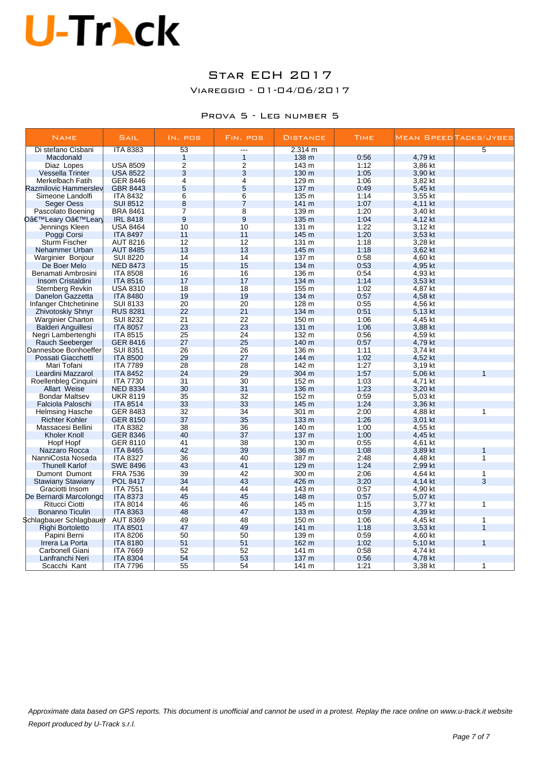# U-Track

## Star ECH 2017

### Viareggio - 01-04/06/2017

### Prova 5 - Leg number 5

| Name | Sail | In. pos | Fin. pos | Distance | Time | Mean Speed | Tacks/Jybes |
|---|---|---|---|---|---|---|---|
| Di stefano Cisbani | ITA 8383 | 53 | --- | 2.314 m | | | 5 |
| Macdonald | | 1 | 1 | 138 m | 0:56 | 4,79 kt | |
| Diaz Lopes | USA 8509 | 2 | 2 | 143 m | 1:12 | 3,86 kt | |
| Vessella Trinter | USA 8522 | 3 | 3 | 130 m | 1:05 | 3,90 kt | |
| Merkelbach Fatih | GER 8446 | 4 | 4 | 129 m | 1:06 | 3,82 kt | |
| Razmilovic Hammerslev | GBR 8443 | 5 | 5 | 137 m | 0:49 | 5,45 kt | |
| Simeone Landolfi | ITA 8432 | 6 | 6 | 135 m | 1:14 | 3,55 kt | |
| Seger Oess | SUI 8512 | 8 | 7 | 141 m | 1:07 | 4,11 kt | |
| Pascolato Boening | BRA 8461 | 7 | 8 | 139 m | 1:20 | 3,40 kt | |
| Oâ€™Leary Oâ€™Leary | IRL 8418 | 9 | 9 | 135 m | 1:04 | 4,12 kt | |
| Jennings Kleen | USA 8464 | 10 | 10 | 131 m | 1:22 | 3,12 kt | |
| Poggi Corsi | ITA 8497 | 11 | 11 | 145 m | 1:20 | 3,53 kt | |
| Sturm Fischer | AUT 8216 | 12 | 12 | 131 m | 1:18 | 3,28 kt | |
| Nehammer Urban | AUT 8485 | 13 | 13 | 145 m | 1:18 | 3,62 kt | |
| Warginier Bonjour | SUI 8220 | 14 | 14 | 137 m | 0:58 | 4,60 kt | |
| De Boer Melo | NED 8473 | 15 | 15 | 134 m | 0:53 | 4,95 kt | |
| Benamati Ambrosini | ITA 8508 | 16 | 16 | 136 m | 0:54 | 4,93 kt | |
| Insom Cristaldini | ITA 8516 | 17 | 17 | 134 m | 1:14 | 3,53 kt | |
| Sternberg Revkin | USA 8310 | 18 | 18 | 155 m | 1:02 | 4,87 kt | |
| Danelon Gazzetta | ITA 8480 | 19 | 19 | 134 m | 0:57 | 4,58 kt | |
| Infanger Chtchetinine | SUI 8133 | 20 | 20 | 128 m | 0:55 | 4,56 kt | |
| Zhivotoskiy Shnyr | RUS 8281 | 22 | 21 | 134 m | 0:51 | 5,13 kt | |
| Warginier Charton | SUI 8232 | 21 | 22 | 150 m | 1:06 | 4,45 kt | |
| Balderi Anguillesi | ITA 8057 | 23 | 23 | 131 m | 1:06 | 3,88 kt | |
| Negri Lambertenghi | ITA 8515 | 25 | 24 | 132 m | 0:56 | 4,59 kt | |
| Rauch Seeberger | GER 8416 | 27 | 25 | 140 m | 0:57 | 4,79 kt | |
| Dannesboe Bonhoeffer | SUI 8351 | 26 | 26 | 136 m | 1:11 | 3,74 kt | |
| Possati Giacchetti | ITA 8500 | 29 | 27 | 144 m | 1:02 | 4,52 kt | |
| Mari Tofani | ITA 7789 | 28 | 28 | 142 m | 1:27 | 3,19 kt | |
| Leardini Mazzarol | ITA 8452 | 24 | 29 | 304 m | 1:57 | 5,06 kt | 1 |
| Roellenbleg Cinquini | ITA 7730 | 31 | 30 | 152 m | 1:03 | 4,71 kt | |
| Allart Weise | NED 8334 | 30 | 31 | 136 m | 1:23 | 3,20 kt | |
| Bondar Maltsev | UKR 8119 | 35 | 32 | 152 m | 0:59 | 5,03 kt | |
| Falciola Paloschi | ITA 8514 | 33 | 33 | 145 m | 1:24 | 3,36 kt | |
| Helmsing Hasche | GER 8483 | 32 | 34 | 301 m | 2:00 | 4,88 kt | 1 |
| Richter Kohler | GER 8150 | 37 | 35 | 133 m | 1:26 | 3,01 kt | |
| Massacesi Bellini | ITA 8382 | 38 | 36 | 140 m | 1:00 | 4,55 kt | |
| Kholer Knoll | GER 8346 | 40 | 37 | 137 m | 1:00 | 4,45 kt | |
| Hopf Hopf | GER 8110 | 41 | 38 | 130 m | 0:55 | 4,61 kt | |
| Nazzaro Rocca | ITA 8465 | 42 | 39 | 136 m | 1:08 | 3,89 kt | 1 |
| NanniCosta Noseda | ITA 8327 | 36 | 40 | 387 m | 2:48 | 4,48 kt | 1 |
| Thunell Karlof | SWE 8496 | 43 | 41 | 129 m | 1:24 | 2,99 kt | |
| Dumont Dumont | FRA 7536 | 39 | 42 | 300 m | 2:06 | 4,64 kt | 1 |
| Stawiany Stawiany | POL 8417 | 34 | 43 | 426 m | 3:20 | 4,14 kt | 3 |
| Graciotti Insom | ITA 7551 | 44 | 44 | 143 m | 0:57 | 4,90 kt | |
| De Bernardi Marcolongo | ITA 8373 | 45 | 45 | 148 m | 0:57 | 5,07 kt | |
| Ritucci Ciotti | ITA 8014 | 46 | 46 | 145 m | 1:15 | 3,77 kt | 1 |
| Bonanno Ticulin | ITA 8363 | 48 | 47 | 133 m | 0:59 | 4,39 kt | |
| Schlagbauer Schlagbauer | AUT 8369 | 49 | 48 | 150 m | 1:06 | 4,45 kt | 1 |
| Righi Bortoletto | ITA 8501 | 47 | 49 | 141 m | 1:18 | 3,53 kt | 1 |
| Papini Berni | ITA 8206 | 50 | 50 | 139 m | 0:59 | 4,60 kt | |
| Irrera La Porta | ITA 8180 | 51 | 51 | 162 m | 1:02 | 5,10 kt | 1 |
| Carbonell Giani | ITA 7669 | 52 | 52 | 141 m | 0:58 | 4,74 kt | |
| Lanfranchi Neri | ITA 8304 | 54 | 53 | 137 m | 0:56 | 4,78 kt | |
| Scacchi Kant | ITA 7796 | 55 | 54 | 141 m | 1:21 | 3,38 kt | 1 |

*Approximate data based on GPS reports. This document is unofficial and cannot be used in a protest. Replay the race online on www.u-track.it website*

*Report produced by U-Track s.r.l.*